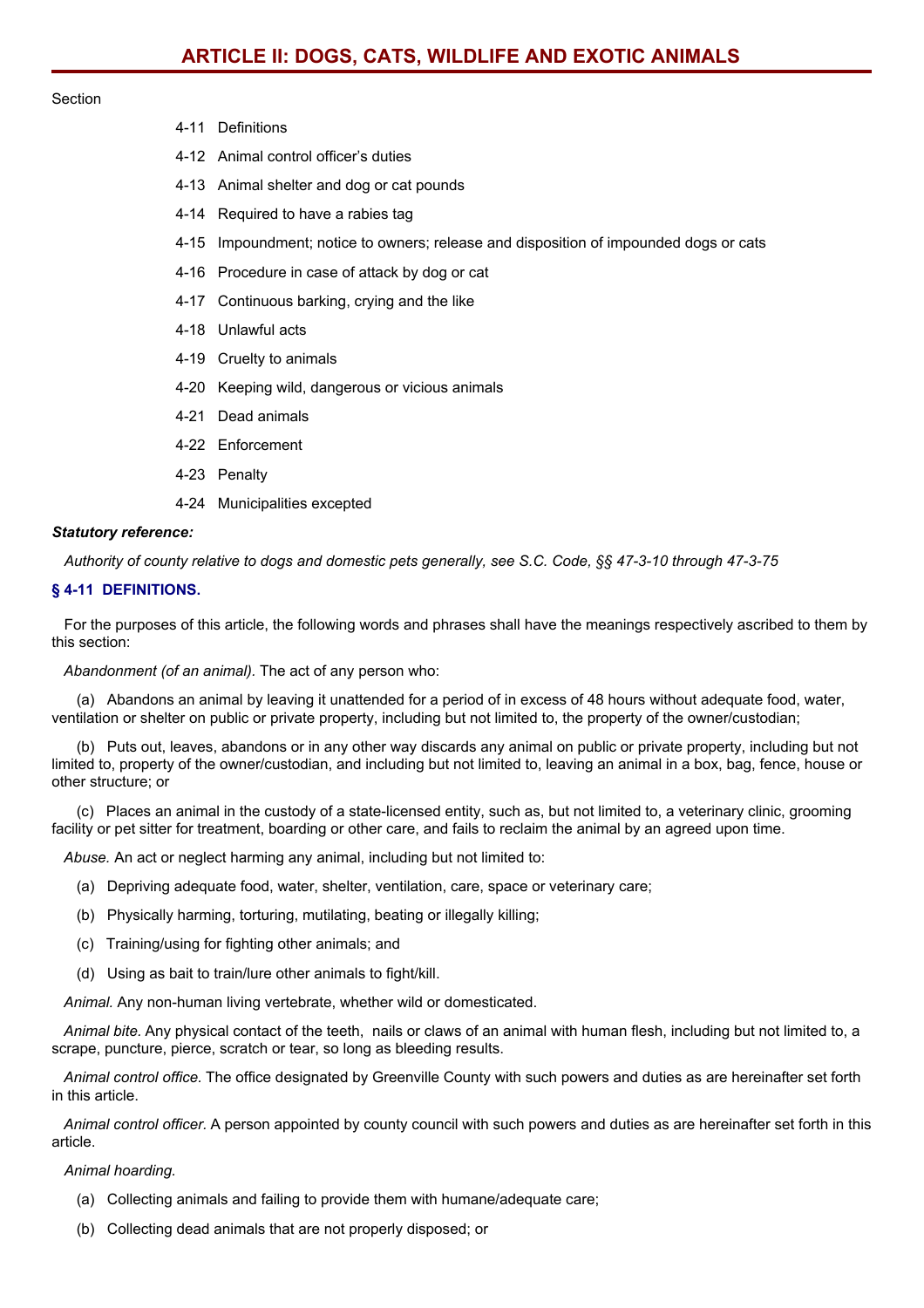# ARTICLE II: DOGS, CATS, WILDLIFE AND EXOTIC ANIMALS

Section

4-11 Definitions

4-12 Animal control officer's duties

4-13 Animal shelter and dog or cat pounds

4-14 Required to have a rabies tag

4-15 Impoundment; notice to owners; release and disposition of impounded dogs or cats

4-16 Procedure in case of attack by dog or cat

4-17 Continuous barking, crying and the like

4-18 Unlawful acts

4-19 Cruelty to animals

4-20 Keeping wild, dangerous or vicious animals

4-21 Dead animals

4-22 Enforcement

4-23 Penalty

4-24 Municipalities excepted

***Statutory reference:***

*Authority of county relative to dogs and domestic pets generally, see S.C. Code, §§ 47-3-10 through 47-3-75*

### § 4-11 DEFINITIONS.

For the purposes of this article, the following words and phrases shall have the meanings respectively ascribed to them by this section:

*Abandonment (of an animal).* The act of any person who:

(a) Abandons an animal by leaving it unattended for a period of in excess of 48 hours without adequate food, water, ventilation or shelter on public or private property, including but not limited to, the property of the owner/custodian;

(b) Puts out, leaves, abandons or in any other way discards any animal on public or private property, including but not limited to, property of the owner/custodian, and including but not limited to, leaving an animal in a box, bag, fence, house or other structure; or

(c) Places an animal in the custody of a state-licensed entity, such as, but not limited to, a veterinary clinic, grooming facility or pet sitter for treatment, boarding or other care, and fails to reclaim the animal by an agreed upon time.

*Abuse.* An act or neglect harming any animal, including but not limited to:

(a) Depriving adequate food, water, shelter, ventilation, care, space or veterinary care;

(b) Physically harming, torturing, mutilating, beating or illegally killing;

(c) Training/using for fighting other animals; and

(d) Using as bait to train/lure other animals to fight/kill.

*Animal.* Any non-human living vertebrate, whether wild or domesticated.

*Animal bite.* Any physical contact of the teeth, nails or claws of an animal with human flesh, including but not limited to, a scrape, puncture, pierce, scratch or tear, so long as bleeding results.

*Animal control office.* The office designated by Greenville County with such powers and duties as are hereinafter set forth in this article.

*Animal control officer.* A person appointed by county council with such powers and duties as are hereinafter set forth in this article.

*Animal hoarding.*

(a) Collecting animals and failing to provide them with humane/adequate care;

(b) Collecting dead animals that are not properly disposed; or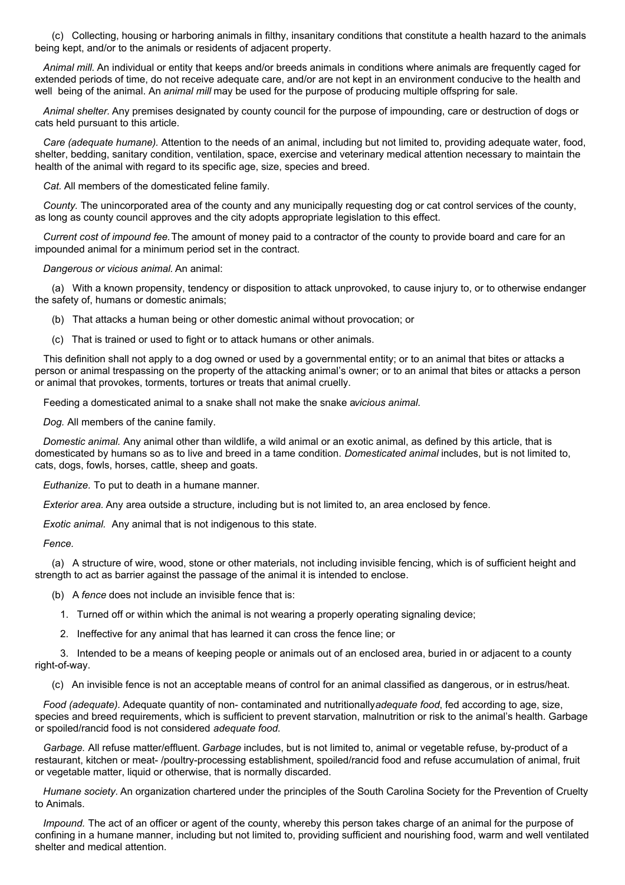(c) Collecting, housing or harboring animals in filthy, insanitary conditions that constitute a health hazard to the animals being kept, and/or to the animals or residents of adjacent property.

*Animal mill.* An individual or entity that keeps and/or breeds animals in conditions where animals are frequently caged for extended periods of time, do not receive adequate care, and/or are not kept in an environment conducive to the health and well being of the animal. An *animal mill* may be used for the purpose of producing multiple offspring for sale.

*Animal shelter.* Any premises designated by county council for the purpose of impounding, care or destruction of dogs or cats held pursuant to this article.

*Care (adequate humane).* Attention to the needs of an animal, including but not limited to, providing adequate water, food, shelter, bedding, sanitary condition, ventilation, space, exercise and veterinary medical attention necessary to maintain the health of the animal with regard to its specific age, size, species and breed.

*Cat.* All members of the domesticated feline family.

*County.* The unincorporated area of the county and any municipally requesting dog or cat control services of the county, as long as county council approves and the city adopts appropriate legislation to this effect.

*Current cost of impound fee.* The amount of money paid to a contractor of the county to provide board and care for an impounded animal for a minimum period set in the contract.

*Dangerous or vicious animal.* An animal:

(a) With a known propensity, tendency or disposition to attack unprovoked, to cause injury to, or to otherwise endanger the safety of, humans or domestic animals;

(b) That attacks a human being or other domestic animal without provocation; or

(c) That is trained or used to fight or to attack humans or other animals.

This definition shall not apply to a dog owned or used by a governmental entity; or to an animal that bites or attacks a person or animal trespassing on the property of the attacking animal's owner; or to an animal that bites or attacks a person or animal that provokes, torments, tortures or treats that animal cruelly.

Feeding a domesticated animal to a snake shall not make the snake a *vicious animal*.

*Dog.* All members of the canine family.

*Domestic animal.* Any animal other than wildlife, a wild animal or an exotic animal, as defined by this article, that is domesticated by humans so as to live and breed in a tame condition. *Domesticated animal* includes, but is not limited to, cats, dogs, fowls, horses, cattle, sheep and goats.

*Euthanize.* To put to death in a humane manner.

*Exterior area.* Any area outside a structure, including but is not limited to, an area enclosed by fence.

*Exotic animal.* Any animal that is not indigenous to this state.

*Fence.*

(a) A structure of wire, wood, stone or other materials, not including invisible fencing, which is of sufficient height and strength to act as barrier against the passage of the animal it is intended to enclose.

(b) A *fence* does not include an invisible fence that is:

1. Turned off or within which the animal is not wearing a properly operating signaling device;

2. Ineffective for any animal that has learned it can cross the fence line; or

3. Intended to be a means of keeping people or animals out of an enclosed area, buried in or adjacent to a county right-of-way.

(c) An invisible fence is not an acceptable means of control for an animal classified as dangerous, or in estrus/heat.

*Food (adequate).* Adequate quantity of non- contaminated and nutritionally *adequate food*, fed according to age, size, species and breed requirements, which is sufficient to prevent starvation, malnutrition or risk to the animal's health. Garbage or spoiled/rancid food is not considered *adequate food*.

*Garbage.* All refuse matter/effluent. *Garbage* includes, but is not limited to, animal or vegetable refuse, by-product of a restaurant, kitchen or meat- /poultry-processing establishment, spoiled/rancid food and refuse accumulation of animal, fruit or vegetable matter, liquid or otherwise, that is normally discarded.

*Humane society.* An organization chartered under the principles of the South Carolina Society for the Prevention of Cruelty to Animals.

*Impound.* The act of an officer or agent of the county, whereby this person takes charge of an animal for the purpose of confining in a humane manner, including but not limited to, providing sufficient and nourishing food, warm and well ventilated shelter and medical attention.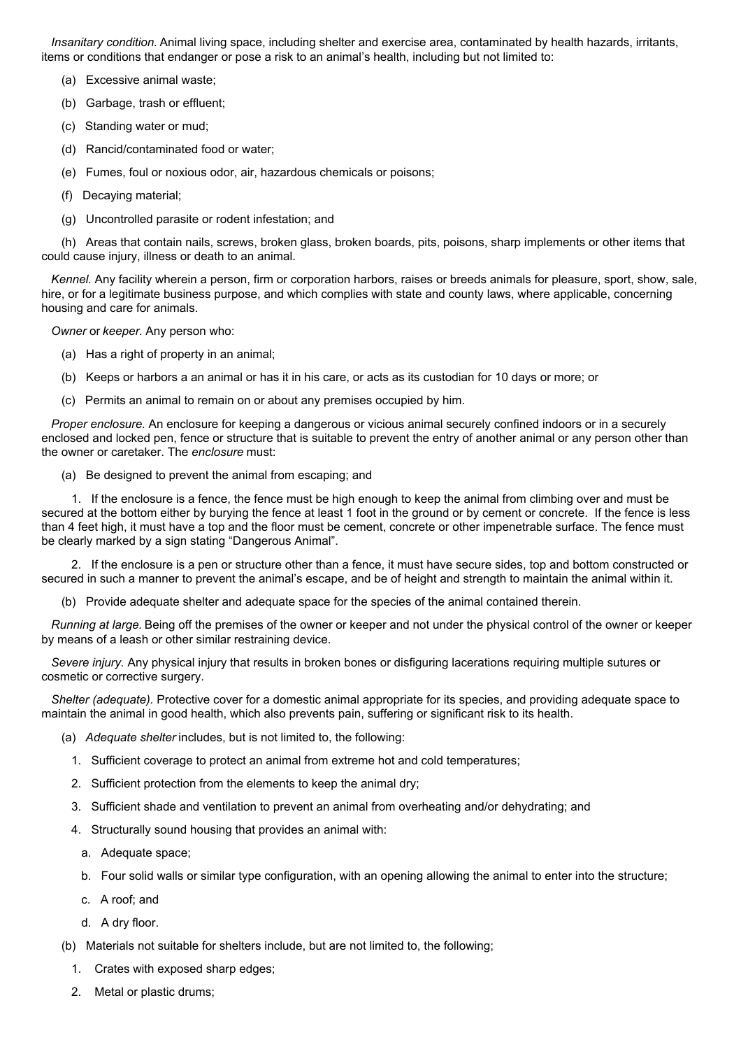*Insanitary condition.* Animal living space, including shelter and exercise area, contaminated by health hazards, irritants, items or conditions that endanger or pose a risk to an animal's health, including but not limited to:

(a) Excessive animal waste;

(b) Garbage, trash or effluent;

(c) Standing water or mud;

(d) Rancid/contaminated food or water;

(e) Fumes, foul or noxious odor, air, hazardous chemicals or poisons;

(f) Decaying material;

(g) Uncontrolled parasite or rodent infestation; and

(h) Areas that contain nails, screws, broken glass, broken boards, pits, poisons, sharp implements or other items that could cause injury, illness or death to an animal.

*Kennel.* Any facility wherein a person, firm or corporation harbors, raises or breeds animals for pleasure, sport, show, sale, hire, or for a legitimate business purpose, and which complies with state and county laws, where applicable, concerning housing and care for animals.

*Owner* or *keeper.* Any person who:

(a) Has a right of property in an animal;

(b) Keeps or harbors a an animal or has it in his care, or acts as its custodian for 10 days or more; or

(c) Permits an animal to remain on or about any premises occupied by him.

*Proper enclosure.* An enclosure for keeping a dangerous or vicious animal securely confined indoors or in a securely enclosed and locked pen, fence or structure that is suitable to prevent the entry of another animal or any person other than the owner or caretaker. The *enclosure* must:

(a) Be designed to prevent the animal from escaping; and

1. If the enclosure is a fence, the fence must be high enough to keep the animal from climbing over and must be secured at the bottom either by burying the fence at least 1 foot in the ground or by cement or concrete. If the fence is less than 4 feet high, it must have a top and the floor must be cement, concrete or other impenetrable surface. The fence must be clearly marked by a sign stating "Dangerous Animal".

2. If the enclosure is a pen or structure other than a fence, it must have secure sides, top and bottom constructed or secured in such a manner to prevent the animal's escape, and be of height and strength to maintain the animal within it.

(b) Provide adequate shelter and adequate space for the species of the animal contained therein.

*Running at large.* Being off the premises of the owner or keeper and not under the physical control of the owner or keeper by means of a leash or other similar restraining device.

*Severe injury.* Any physical injury that results in broken bones or disfiguring lacerations requiring multiple sutures or cosmetic or corrective surgery.

*Shelter (adequate).* Protective cover for a domestic animal appropriate for its species, and providing adequate space to maintain the animal in good health, which also prevents pain, suffering or significant risk to its health.

(a) *Adequate shelter* includes, but is not limited to, the following:

1. Sufficient coverage to protect an animal from extreme hot and cold temperatures;

2. Sufficient protection from the elements to keep the animal dry;

3. Sufficient shade and ventilation to prevent an animal from overheating and/or dehydrating; and

4. Structurally sound housing that provides an animal with:

a. Adequate space;

b. Four solid walls or similar type configuration, with an opening allowing the animal to enter into the structure;

c. A roof; and

d. A dry floor.

(b) Materials not suitable for shelters include, but are not limited to, the following;

1. Crates with exposed sharp edges;

2. Metal or plastic drums;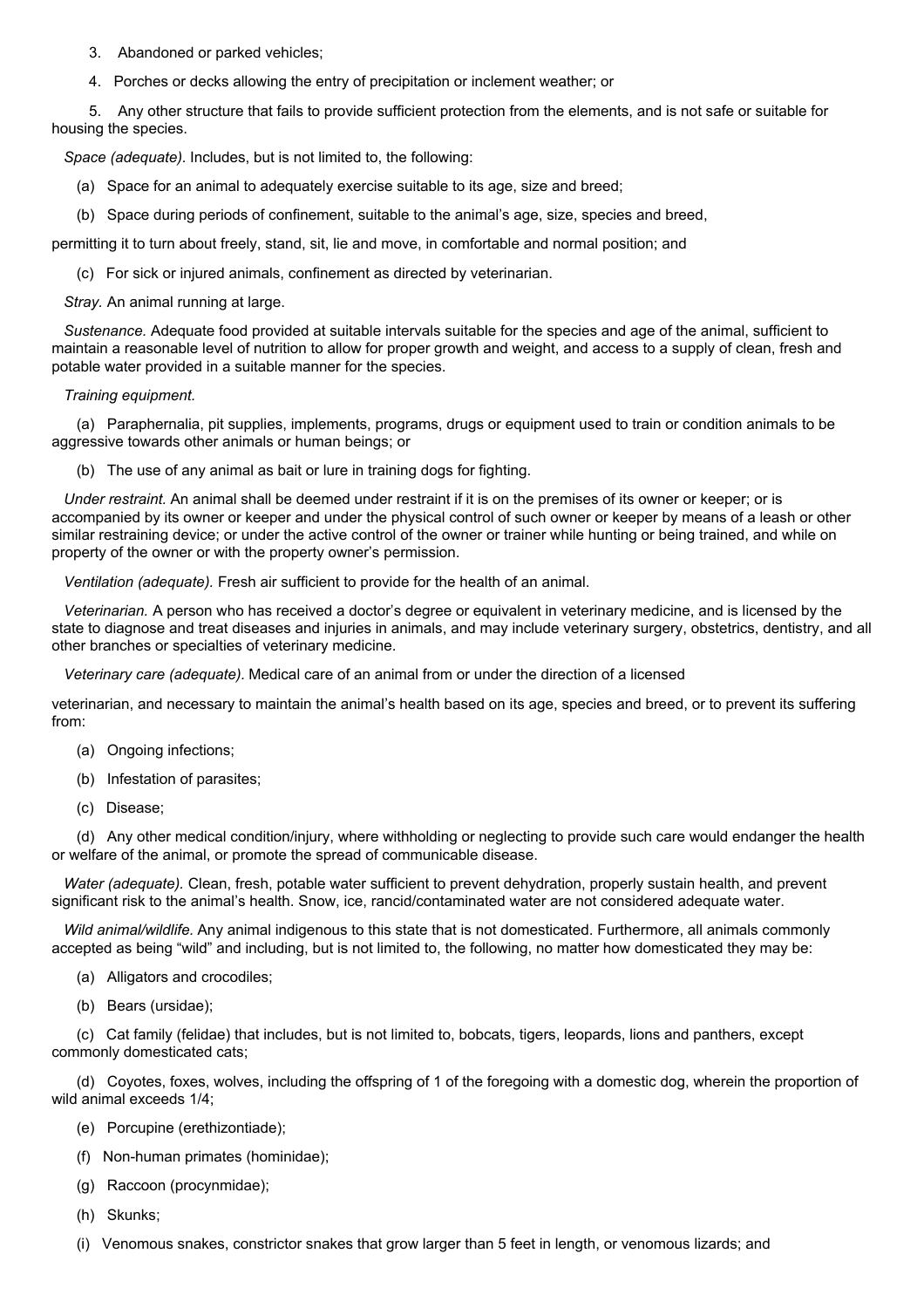3. Abandoned or parked vehicles;

4. Porches or decks allowing the entry of precipitation or inclement weather; or

5. Any other structure that fails to provide sufficient protection from the elements, and is not safe or suitable for housing the species.

*Space (adequate).* Includes, but is not limited to, the following:

(a) Space for an animal to adequately exercise suitable to its age, size and breed;

(b) Space during periods of confinement, suitable to the animal's age, size, species and breed, permitting it to turn about freely, stand, sit, lie and move, in comfortable and normal position; and

(c) For sick or injured animals, confinement as directed by veterinarian.

*Stray.* An animal running at large.

*Sustenance.* Adequate food provided at suitable intervals suitable for the species and age of the animal, sufficient to maintain a reasonable level of nutrition to allow for proper growth and weight, and access to a supply of clean, fresh and potable water provided in a suitable manner for the species.

*Training equipment.*

(a) Paraphernalia, pit supplies, implements, programs, drugs or equipment used to train or condition animals to be aggressive towards other animals or human beings; or

(b) The use of any animal as bait or lure in training dogs for fighting.

*Under restraint.* An animal shall be deemed under restraint if it is on the premises of its owner or keeper; or is accompanied by its owner or keeper and under the physical control of such owner or keeper by means of a leash or other similar restraining device; or under the active control of the owner or trainer while hunting or being trained, and while on property of the owner or with the property owner's permission.

*Ventilation (adequate).* Fresh air sufficient to provide for the health of an animal.

*Veterinarian.* A person who has received a doctor's degree or equivalent in veterinary medicine, and is licensed by the state to diagnose and treat diseases and injuries in animals, and may include veterinary surgery, obstetrics, dentistry, and all other branches or specialties of veterinary medicine.

*Veterinary care (adequate).* Medical care of an animal from or under the direction of a licensed veterinarian, and necessary to maintain the animal's health based on its age, species and breed, or to prevent its suffering from:

(a) Ongoing infections;

(b) Infestation of parasites;

(c) Disease;

(d) Any other medical condition/injury, where withholding or neglecting to provide such care would endanger the health or welfare of the animal, or promote the spread of communicable disease.

*Water (adequate).* Clean, fresh, potable water sufficient to prevent dehydration, properly sustain health, and prevent significant risk to the animal's health. Snow, ice, rancid/contaminated water are not considered adequate water.

*Wild animal/wildlife.* Any animal indigenous to this state that is not domesticated. Furthermore, all animals commonly accepted as being "wild" and including, but is not limited to, the following, no matter how domesticated they may be:

(a) Alligators and crocodiles;

(b) Bears (ursidae);

(c) Cat family (felidae) that includes, but is not limited to, bobcats, tigers, leopards, lions and panthers, except commonly domesticated cats;

(d) Coyotes, foxes, wolves, including the offspring of 1 of the foregoing with a domestic dog, wherein the proportion of wild animal exceeds 1/4;

(e) Porcupine (erethizontiade);

(f) Non-human primates (hominidae);

(g) Raccoon (procynmidae);

(h) Skunks;

(i) Venomous snakes, constrictor snakes that grow larger than 5 feet in length, or venomous lizards; and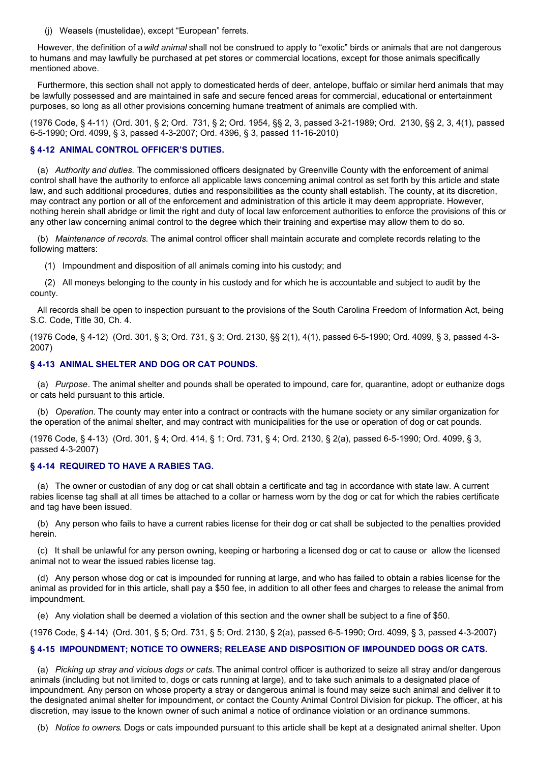(j) Weasels (mustelidae), except “European” ferrets.

However, the definition of a *wild animal* shall not be construed to apply to “exotic” birds or animals that are not dangerous to humans and may lawfully be purchased at pet stores or commercial locations, except for those animals specifically mentioned above.

Furthermore, this section shall not apply to domesticated herds of deer, antelope, buffalo or similar herd animals that may be lawfully possessed and are maintained in safe and secure fenced areas for commercial, educational or entertainment purposes, so long as all other provisions concerning humane treatment of animals are complied with.

(1976 Code, § 4-11) (Ord. 301, § 2; Ord. 731, § 2; Ord. 1954, §§ 2, 3, passed 3-21-1989; Ord. 2130, §§ 2, 3, 4(1), passed 6-5-1990; Ord. 4099, § 3, passed 4-3-2007; Ord. 4396, § 3, passed 11-16-2010)

### § 4-12 ANIMAL CONTROL OFFICER’S DUTIES.

(a) *Authority and duties*. The commissioned officers designated by Greenville County with the enforcement of animal control shall have the authority to enforce all applicable laws concerning animal control as set forth by this article and state law, and such additional procedures, duties and responsibilities as the county shall establish. The county, at its discretion, may contract any portion or all of the enforcement and administration of this article it may deem appropriate. However, nothing herein shall abridge or limit the right and duty of local law enforcement authorities to enforce the provisions of this or any other law concerning animal control to the degree which their training and expertise may allow them to do so.

(b) *Maintenance of records*. The animal control officer shall maintain accurate and complete records relating to the following matters:

(1) Impoundment and disposition of all animals coming into his custody; and

(2) All moneys belonging to the county in his custody and for which he is accountable and subject to audit by the county.

All records shall be open to inspection pursuant to the provisions of the South Carolina Freedom of Information Act, being S.C. Code, Title 30, Ch. 4.

(1976 Code, § 4-12) (Ord. 301, § 3; Ord. 731, § 3; Ord. 2130, §§ 2(1), 4(1), passed 6-5-1990; Ord. 4099, § 3, passed 4-3-2007)

### § 4-13 ANIMAL SHELTER AND DOG OR CAT POUNDS.

(a) *Purpose*. The animal shelter and pounds shall be operated to impound, care for, quarantine, adopt or euthanize dogs or cats held pursuant to this article.

(b) *Operation*. The county may enter into a contract or contracts with the humane society or any similar organization for the operation of the animal shelter, and may contract with municipalities for the use or operation of dog or cat pounds.

(1976 Code, § 4-13) (Ord. 301, § 4; Ord. 414, § 1; Ord. 731, § 4; Ord. 2130, § 2(a), passed 6-5-1990; Ord. 4099, § 3, passed 4-3-2007)

### § 4-14 REQUIRED TO HAVE A RABIES TAG.

(a) The owner or custodian of any dog or cat shall obtain a certificate and tag in accordance with state law. A current rabies license tag shall at all times be attached to a collar or harness worn by the dog or cat for which the rabies certificate and tag have been issued.

(b) Any person who fails to have a current rabies license for their dog or cat shall be subjected to the penalties provided herein.

(c) It shall be unlawful for any person owning, keeping or harboring a licensed dog or cat to cause or allow the licensed animal not to wear the issued rabies license tag.

(d) Any person whose dog or cat is impounded for running at large, and who has failed to obtain a rabies license for the animal as provided for in this article, shall pay a $50 fee, in addition to all other fees and charges to release the animal from impoundment.

(e) Any violation shall be deemed a violation of this section and the owner shall be subject to a fine of $50.

(1976 Code, § 4-14) (Ord. 301, § 5; Ord. 731, § 5; Ord. 2130, § 2(a), passed 6-5-1990; Ord. 4099, § 3, passed 4-3-2007)

### § 4-15 IMPOUNDMENT; NOTICE TO OWNERS; RELEASE AND DISPOSITION OF IMPOUNDED DOGS OR CATS.

(a) *Picking up stray and vicious dogs or cats*. The animal control officer is authorized to seize all stray and/or dangerous animals (including but not limited to, dogs or cats running at large), and to take such animals to a designated place of impoundment. Any person on whose property a stray or dangerous animal is found may seize such animal and deliver it to the designated animal shelter for impoundment, or contact the County Animal Control Division for pickup. The officer, at his discretion, may issue to the known owner of such animal a notice of ordinance violation or an ordinance summons.

(b) *Notice to owners*. Dogs or cats impounded pursuant to this article shall be kept at a designated animal shelter. Upon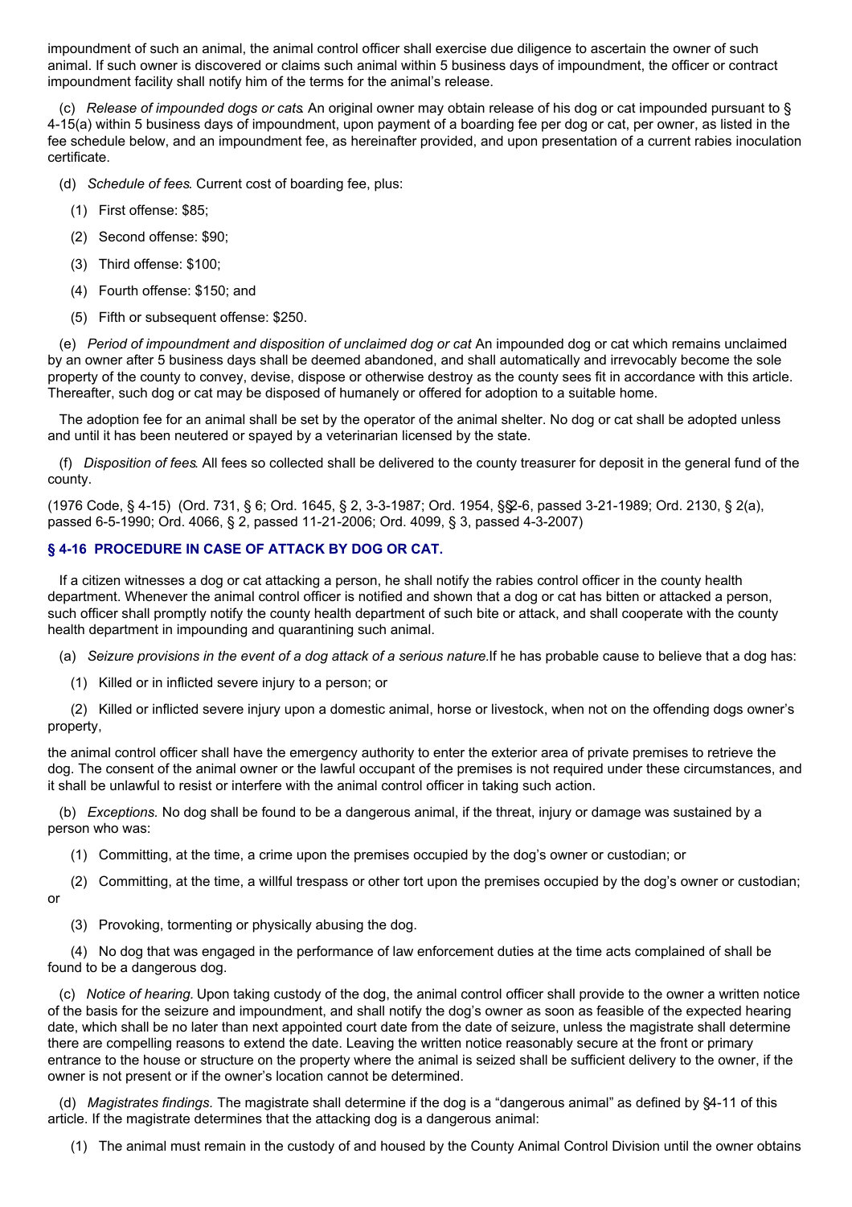impoundment of such an animal, the animal control officer shall exercise due diligence to ascertain the owner of such animal. If such owner is discovered or claims such animal within 5 business days of impoundment, the officer or contract impoundment facility shall notify him of the terms for the animal's release.

(c) *Release of impounded dogs or cats*. An original owner may obtain release of his dog or cat impounded pursuant to § 4-15(a) within 5 business days of impoundment, upon payment of a boarding fee per dog or cat, per owner, as listed in the fee schedule below, and an impoundment fee, as hereinafter provided, and upon presentation of a current rabies inoculation certificate.

(d) *Schedule of fees*. Current cost of boarding fee, plus:

(1) First offense: $85;

(2) Second offense: $90;

(3) Third offense: $100;

(4) Fourth offense: $150; and

(5) Fifth or subsequent offense: $250.

(e) *Period of impoundment and disposition of unclaimed dog or cat* An impounded dog or cat which remains unclaimed by an owner after 5 business days shall be deemed abandoned, and shall automatically and irrevocably become the sole property of the county to convey, devise, dispose or otherwise destroy as the county sees fit in accordance with this article. Thereafter, such dog or cat may be disposed of humanely or offered for adoption to a suitable home.

The adoption fee for an animal shall be set by the operator of the animal shelter. No dog or cat shall be adopted unless and until it has been neutered or spayed by a veterinarian licensed by the state.

(f) *Disposition of fees*. All fees so collected shall be delivered to the county treasurer for deposit in the general fund of the county.

(1976 Code, § 4-15) (Ord. 731, § 6; Ord. 1645, § 2, 3-3-1987; Ord. 1954, §§ 2-6, passed 3-21-1989; Ord. 2130, § 2(a), passed 6-5-1990; Ord. 4066, § 2, passed 11-21-2006; Ord. 4099, § 3, passed 4-3-2007)

### § 4-16 PROCEDURE IN CASE OF ATTACK BY DOG OR CAT.

If a citizen witnesses a dog or cat attacking a person, he shall notify the rabies control officer in the county health department. Whenever the animal control officer is notified and shown that a dog or cat has bitten or attacked a person, such officer shall promptly notify the county health department of such bite or attack, and shall cooperate with the county health department in impounding and quarantining such animal.

(a) *Seizure provisions in the event of a dog attack of a serious nature.* If he has probable cause to believe that a dog has:

(1) Killed or in inflicted severe injury to a person; or

(2) Killed or inflicted severe injury upon a domestic animal, horse or livestock, when not on the offending dogs owner's property,

the animal control officer shall have the emergency authority to enter the exterior area of private premises to retrieve the dog. The consent of the animal owner or the lawful occupant of the premises is not required under these circumstances, and it shall be unlawful to resist or interfere with the animal control officer in taking such action.

(b) *Exceptions.* No dog shall be found to be a dangerous animal, if the threat, injury or damage was sustained by a person who was:

(1) Committing, at the time, a crime upon the premises occupied by the dog's owner or custodian; or

(2) Committing, at the time, a willful trespass or other tort upon the premises occupied by the dog's owner or custodian; or

(3) Provoking, tormenting or physically abusing the dog.

(4) No dog that was engaged in the performance of law enforcement duties at the time acts complained of shall be found to be a dangerous dog.

(c) *Notice of hearing.* Upon taking custody of the dog, the animal control officer shall provide to the owner a written notice of the basis for the seizure and impoundment, and shall notify the dog's owner as soon as feasible of the expected hearing date, which shall be no later than next appointed court date from the date of seizure, unless the magistrate shall determine there are compelling reasons to extend the date. Leaving the written notice reasonably secure at the front or primary entrance to the house or structure on the property where the animal is seized shall be sufficient delivery to the owner, if the owner is not present or if the owner's location cannot be determined.

(d) *Magistrates findings.* The magistrate shall determine if the dog is a "dangerous animal" as defined by § 4-11 of this article. If the magistrate determines that the attacking dog is a dangerous animal:

(1) The animal must remain in the custody of and housed by the County Animal Control Division until the owner obtains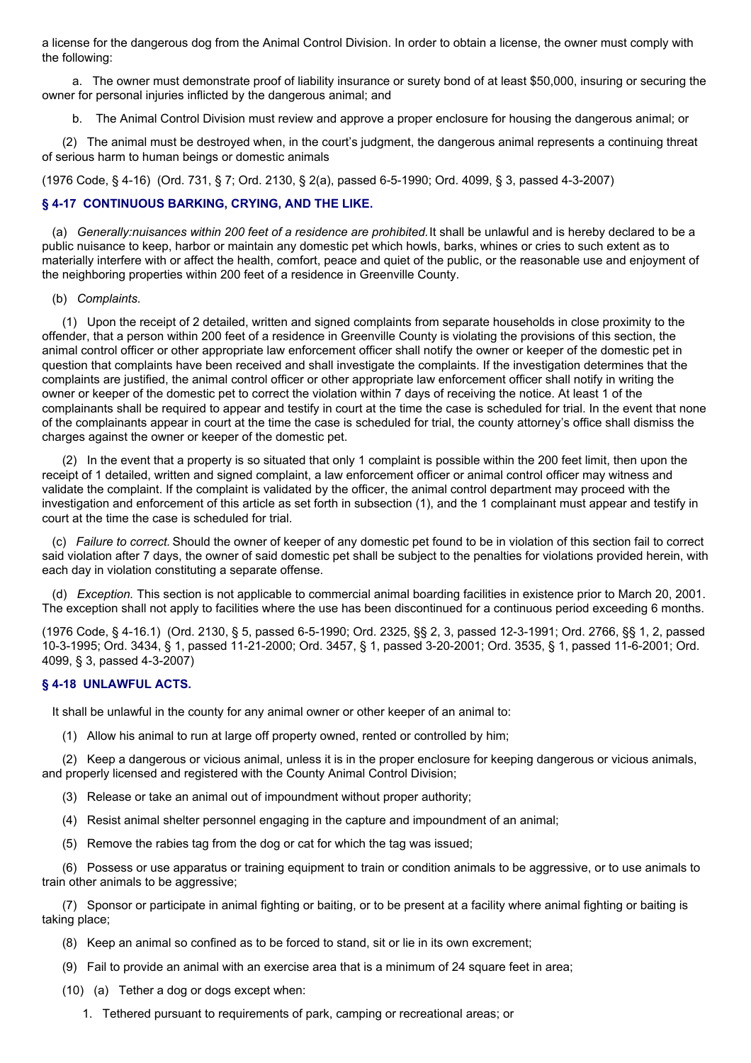a license for the dangerous dog from the Animal Control Division. In order to obtain a license, the owner must comply with the following:

a. The owner must demonstrate proof of liability insurance or surety bond of at least $50,000, insuring or securing the owner for personal injuries inflicted by the dangerous animal; and

b. The Animal Control Division must review and approve a proper enclosure for housing the dangerous animal; or

(2) The animal must be destroyed when, in the court's judgment, the dangerous animal represents a continuing threat of serious harm to human beings or domestic animals

(1976 Code, § 4-16) (Ord. 731, § 7; Ord. 2130, § 2(a), passed 6-5-1990; Ord. 4099, § 3, passed 4-3-2007)

### § 4-17 CONTINUOUS BARKING, CRYING, AND THE LIKE.

(a) *Generally:nuisances within 200 feet of a residence are prohibited.* It shall be unlawful and is hereby declared to be a public nuisance to keep, harbor or maintain any domestic pet which howls, barks, whines or cries to such extent as to materially interfere with or affect the health, comfort, peace and quiet of the public, or the reasonable use and enjoyment of the neighboring properties within 200 feet of a residence in Greenville County.

(b) *Complaints.*

(1) Upon the receipt of 2 detailed, written and signed complaints from separate households in close proximity to the offender, that a person within 200 feet of a residence in Greenville County is violating the provisions of this section, the animal control officer or other appropriate law enforcement officer shall notify the owner or keeper of the domestic pet in question that complaints have been received and shall investigate the complaints. If the investigation determines that the complaints are justified, the animal control officer or other appropriate law enforcement officer shall notify in writing the owner or keeper of the domestic pet to correct the violation within 7 days of receiving the notice. At least 1 of the complainants shall be required to appear and testify in court at the time the case is scheduled for trial. In the event that none of the complainants appear in court at the time the case is scheduled for trial, the county attorney's office shall dismiss the charges against the owner or keeper of the domestic pet.

(2) In the event that a property is so situated that only 1 complaint is possible within the 200 feet limit, then upon the receipt of 1 detailed, written and signed complaint, a law enforcement officer or animal control officer may witness and validate the complaint. If the complaint is validated by the officer, the animal control department may proceed with the investigation and enforcement of this article as set forth in subsection (1), and the 1 complainant must appear and testify in court at the time the case is scheduled for trial.

(c) *Failure to correct.* Should the owner of keeper of any domestic pet found to be in violation of this section fail to correct said violation after 7 days, the owner of said domestic pet shall be subject to the penalties for violations provided herein, with each day in violation constituting a separate offense.

(d) *Exception.* This section is not applicable to commercial animal boarding facilities in existence prior to March 20, 2001. The exception shall not apply to facilities where the use has been discontinued for a continuous period exceeding 6 months.

(1976 Code, § 4-16.1) (Ord. 2130, § 5, passed 6-5-1990; Ord. 2325, §§ 2, 3, passed 12-3-1991; Ord. 2766, §§ 1, 2, passed 10-3-1995; Ord. 3434, § 1, passed 11-21-2000; Ord. 3457, § 1, passed 3-20-2001; Ord. 3535, § 1, passed 11-6-2001; Ord. 4099, § 3, passed 4-3-2007)

### § 4-18 UNLAWFUL ACTS.

It shall be unlawful in the county for any animal owner or other keeper of an animal to:

(1) Allow his animal to run at large off property owned, rented or controlled by him;

(2) Keep a dangerous or vicious animal, unless it is in the proper enclosure for keeping dangerous or vicious animals, and properly licensed and registered with the County Animal Control Division;

(3) Release or take an animal out of impoundment without proper authority;

(4) Resist animal shelter personnel engaging in the capture and impoundment of an animal;

(5) Remove the rabies tag from the dog or cat for which the tag was issued;

(6) Possess or use apparatus or training equipment to train or condition animals to be aggressive, or to use animals to train other animals to be aggressive;

(7) Sponsor or participate in animal fighting or baiting, or to be present at a facility where animal fighting or baiting is taking place;

(8) Keep an animal so confined as to be forced to stand, sit or lie in its own excrement;

(9) Fail to provide an animal with an exercise area that is a minimum of 24 square feet in area;

(10) (a) Tether a dog or dogs except when:

1. Tethered pursuant to requirements of park, camping or recreational areas; or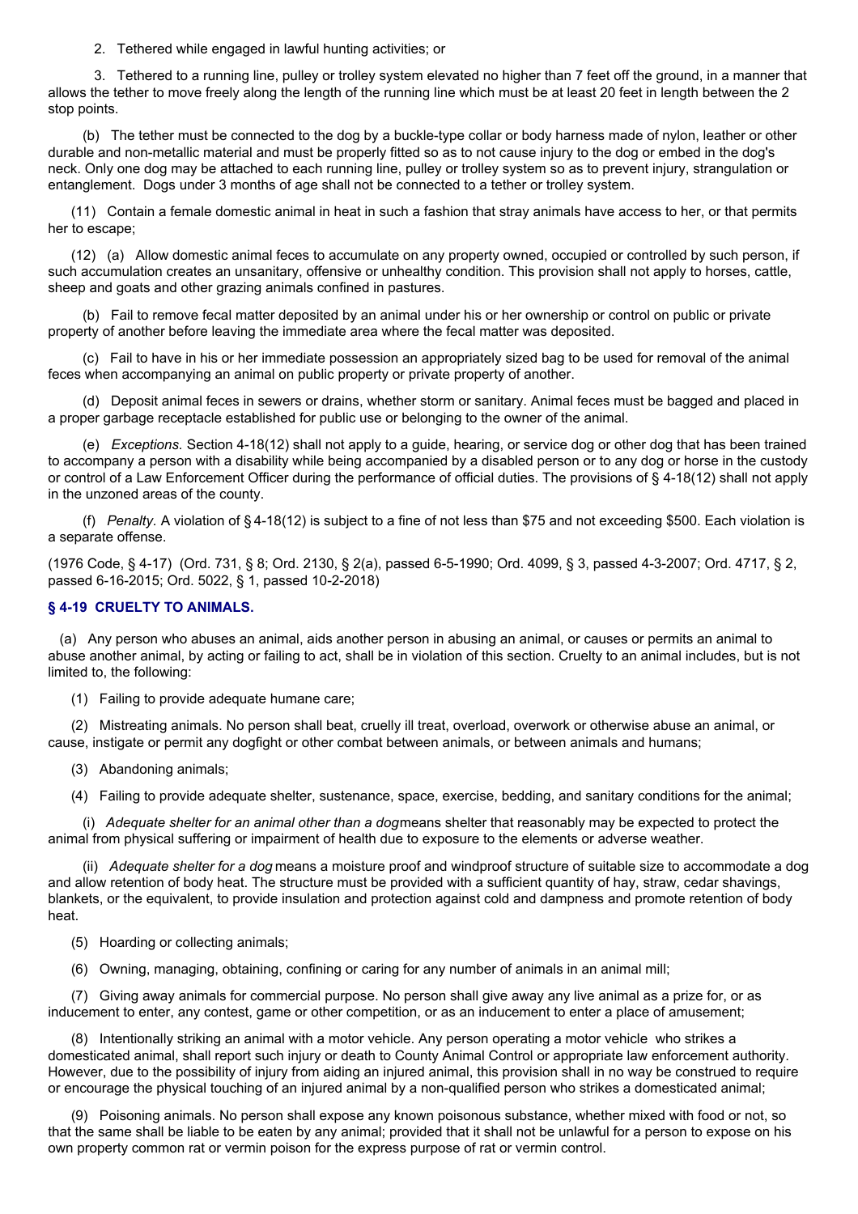2. Tethered while engaged in lawful hunting activities; or

3. Tethered to a running line, pulley or trolley system elevated no higher than 7 feet off the ground, in a manner that allows the tether to move freely along the length of the running line which must be at least 20 feet in length between the 2 stop points.

(b) The tether must be connected to the dog by a buckle-type collar or body harness made of nylon, leather or other durable and non-metallic material and must be properly fitted so as to not cause injury to the dog or embed in the dog's neck. Only one dog may be attached to each running line, pulley or trolley system so as to prevent injury, strangulation or entanglement. Dogs under 3 months of age shall not be connected to a tether or trolley system.

(11) Contain a female domestic animal in heat in such a fashion that stray animals have access to her, or that permits her to escape;

(12) (a) Allow domestic animal feces to accumulate on any property owned, occupied or controlled by such person, if such accumulation creates an unsanitary, offensive or unhealthy condition. This provision shall not apply to horses, cattle, sheep and goats and other grazing animals confined in pastures.

(b) Fail to remove fecal matter deposited by an animal under his or her ownership or control on public or private property of another before leaving the immediate area where the fecal matter was deposited.

(c) Fail to have in his or her immediate possession an appropriately sized bag to be used for removal of the animal feces when accompanying an animal on public property or private property of another.

(d) Deposit animal feces in sewers or drains, whether storm or sanitary. Animal feces must be bagged and placed in a proper garbage receptacle established for public use or belonging to the owner of the animal.

(e) *Exceptions.* Section 4-18(12) shall not apply to a guide, hearing, or service dog or other dog that has been trained to accompany a person with a disability while being accompanied by a disabled person or to any dog or horse in the custody or control of a Law Enforcement Officer during the performance of official duties. The provisions of § 4-18(12) shall not apply in the unzoned areas of the county.

(f) *Penalty.* A violation of § 4-18(12) is subject to a fine of not less than $75 and not exceeding $500. Each violation is a separate offense.

(1976 Code, § 4-17) (Ord. 731, § 8; Ord. 2130, § 2(a), passed 6-5-1990; Ord. 4099, § 3, passed 4-3-2007; Ord. 4717, § 2, passed 6-16-2015; Ord. 5022, § 1, passed 10-2-2018)

### § 4-19 CRUELTY TO ANIMALS.

(a) Any person who abuses an animal, aids another person in abusing an animal, or causes or permits an animal to abuse another animal, by acting or failing to act, shall be in violation of this section. Cruelty to an animal includes, but is not limited to, the following:

(1) Failing to provide adequate humane care;

(2) Mistreating animals. No person shall beat, cruelly ill treat, overload, overwork or otherwise abuse an animal, or cause, instigate or permit any dogfight or other combat between animals, or between animals and humans;

(3) Abandoning animals;

(4) Failing to provide adequate shelter, sustenance, space, exercise, bedding, and sanitary conditions for the animal;

(i) *Adequate shelter for an animal other than a dog* means shelter that reasonably may be expected to protect the animal from physical suffering or impairment of health due to exposure to the elements or adverse weather.

(ii) *Adequate shelter for a dog* means a moisture proof and windproof structure of suitable size to accommodate a dog and allow retention of body heat. The structure must be provided with a sufficient quantity of hay, straw, cedar shavings, blankets, or the equivalent, to provide insulation and protection against cold and dampness and promote retention of body heat.

(5) Hoarding or collecting animals;

(6) Owning, managing, obtaining, confining or caring for any number of animals in an animal mill;

(7) Giving away animals for commercial purpose. No person shall give away any live animal as a prize for, or as inducement to enter, any contest, game or other competition, or as an inducement to enter a place of amusement;

(8) Intentionally striking an animal with a motor vehicle. Any person operating a motor vehicle who strikes a domesticated animal, shall report such injury or death to County Animal Control or appropriate law enforcement authority. However, due to the possibility of injury from aiding an injured animal, this provision shall in no way be construed to require or encourage the physical touching of an injured animal by a non-qualified person who strikes a domesticated animal;

(9) Poisoning animals. No person shall expose any known poisonous substance, whether mixed with food or not, so that the same shall be liable to be eaten by any animal; provided that it shall not be unlawful for a person to expose on his own property common rat or vermin poison for the express purpose of rat or vermin control.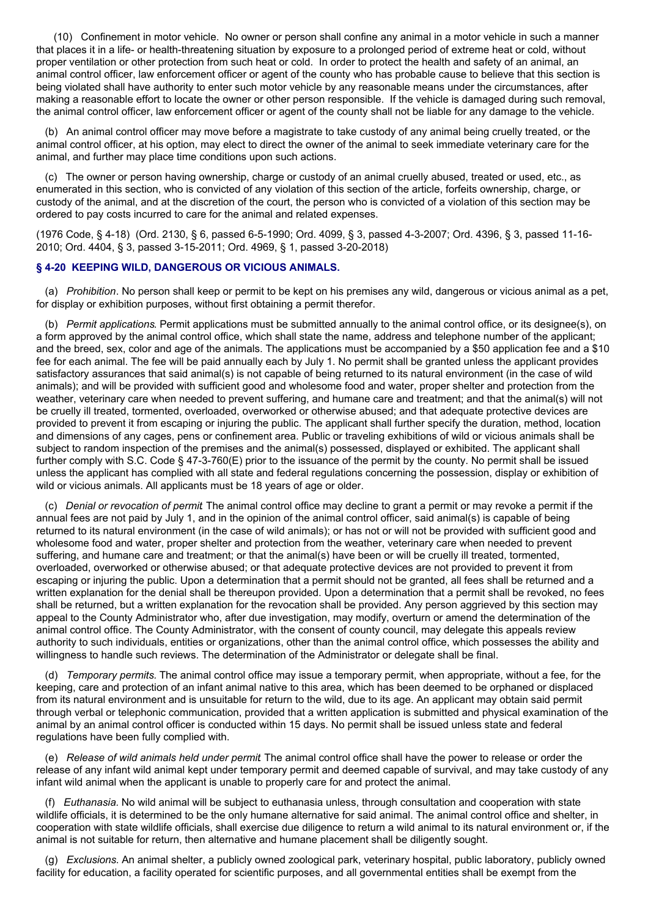(10) Confinement in motor vehicle. No owner or person shall confine any animal in a motor vehicle in such a manner that places it in a life- or health-threatening situation by exposure to a prolonged period of extreme heat or cold, without proper ventilation or other protection from such heat or cold. In order to protect the health and safety of an animal, an animal control officer, law enforcement officer or agent of the county who has probable cause to believe that this section is being violated shall have authority to enter such motor vehicle by any reasonable means under the circumstances, after making a reasonable effort to locate the owner or other person responsible. If the vehicle is damaged during such removal, the animal control officer, law enforcement officer or agent of the county shall not be liable for any damage to the vehicle.

(b) An animal control officer may move before a magistrate to take custody of any animal being cruelly treated, or the animal control officer, at his option, may elect to direct the owner of the animal to seek immediate veterinary care for the animal, and further may place time conditions upon such actions.

(c) The owner or person having ownership, charge or custody of an animal cruelly abused, treated or used, etc., as enumerated in this section, who is convicted of any violation of this section of the article, forfeits ownership, charge, or custody of the animal, and at the discretion of the court, the person who is convicted of a violation of this section may be ordered to pay costs incurred to care for the animal and related expenses.

(1976 Code, § 4-18) (Ord. 2130, § 6, passed 6-5-1990; Ord. 4099, § 3, passed 4-3-2007; Ord. 4396, § 3, passed 11-16-2010; Ord. 4404, § 3, passed 3-15-2011; Ord. 4969, § 1, passed 3-20-2018)

### § 4-20 KEEPING WILD, DANGEROUS OR VICIOUS ANIMALS.

(a) *Prohibition*. No person shall keep or permit to be kept on his premises any wild, dangerous or vicious animal as a pet, for display or exhibition purposes, without first obtaining a permit therefor.

(b) *Permit applications*. Permit applications must be submitted annually to the animal control office, or its designee(s), on a form approved by the animal control office, which shall state the name, address and telephone number of the applicant; and the breed, sex, color and age of the animals. The applications must be accompanied by a $50 application fee and a $10 fee for each animal. The fee will be paid annually each by July 1. No permit shall be granted unless the applicant provides satisfactory assurances that said animal(s) is not capable of being returned to its natural environment (in the case of wild animals); and will be provided with sufficient good and wholesome food and water, proper shelter and protection from the weather, veterinary care when needed to prevent suffering, and humane care and treatment; and that the animal(s) will not be cruelly ill treated, tormented, overloaded, overworked or otherwise abused; and that adequate protective devices are provided to prevent it from escaping or injuring the public. The applicant shall further specify the duration, method, location and dimensions of any cages, pens or confinement area. Public or traveling exhibitions of wild or vicious animals shall be subject to random inspection of the premises and the animal(s) possessed, displayed or exhibited. The applicant shall further comply with S.C. Code § 47-3-760(E) prior to the issuance of the permit by the county. No permit shall be issued unless the applicant has complied with all state and federal regulations concerning the possession, display or exhibition of wild or vicious animals. All applicants must be 18 years of age or older.

(c) *Denial or revocation of permit*. The animal control office may decline to grant a permit or may revoke a permit if the annual fees are not paid by July 1, and in the opinion of the animal control officer, said animal(s) is capable of being returned to its natural environment (in the case of wild animals); or has not or will not be provided with sufficient good and wholesome food and water, proper shelter and protection from the weather, veterinary care when needed to prevent suffering, and humane care and treatment; or that the animal(s) have been or will be cruelly ill treated, tormented, overloaded, overworked or otherwise abused; or that adequate protective devices are not provided to prevent it from escaping or injuring the public. Upon a determination that a permit should not be granted, all fees shall be returned and a written explanation for the denial shall be thereupon provided. Upon a determination that a permit shall be revoked, no fees shall be returned, but a written explanation for the revocation shall be provided. Any person aggrieved by this section may appeal to the County Administrator who, after due investigation, may modify, overturn or amend the determination of the animal control office. The County Administrator, with the consent of county council, may delegate this appeals review authority to such individuals, entities or organizations, other than the animal control office, which possesses the ability and willingness to handle such reviews. The determination of the Administrator or delegate shall be final.

(d) *Temporary permits*. The animal control office may issue a temporary permit, when appropriate, without a fee, for the keeping, care and protection of an infant animal native to this area, which has been deemed to be orphaned or displaced from its natural environment and is unsuitable for return to the wild, due to its age. An applicant may obtain said permit through verbal or telephonic communication, provided that a written application is submitted and physical examination of the animal by an animal control officer is conducted within 15 days. No permit shall be issued unless state and federal regulations have been fully complied with.

(e) *Release of wild animals held under permit*. The animal control office shall have the power to release or order the release of any infant wild animal kept under temporary permit and deemed capable of survival, and may take custody of any infant wild animal when the applicant is unable to properly care for and protect the animal.

(f) *Euthanasia*. No wild animal will be subject to euthanasia unless, through consultation and cooperation with state wildlife officials, it is determined to be the only humane alternative for said animal. The animal control office and shelter, in cooperation with state wildlife officials, shall exercise due diligence to return a wild animal to its natural environment or, if the animal is not suitable for return, then alternative and humane placement shall be diligently sought.

(g) *Exclusions*. An animal shelter, a publicly owned zoological park, veterinary hospital, public laboratory, publicly owned facility for education, a facility operated for scientific purposes, and all governmental entities shall be exempt from the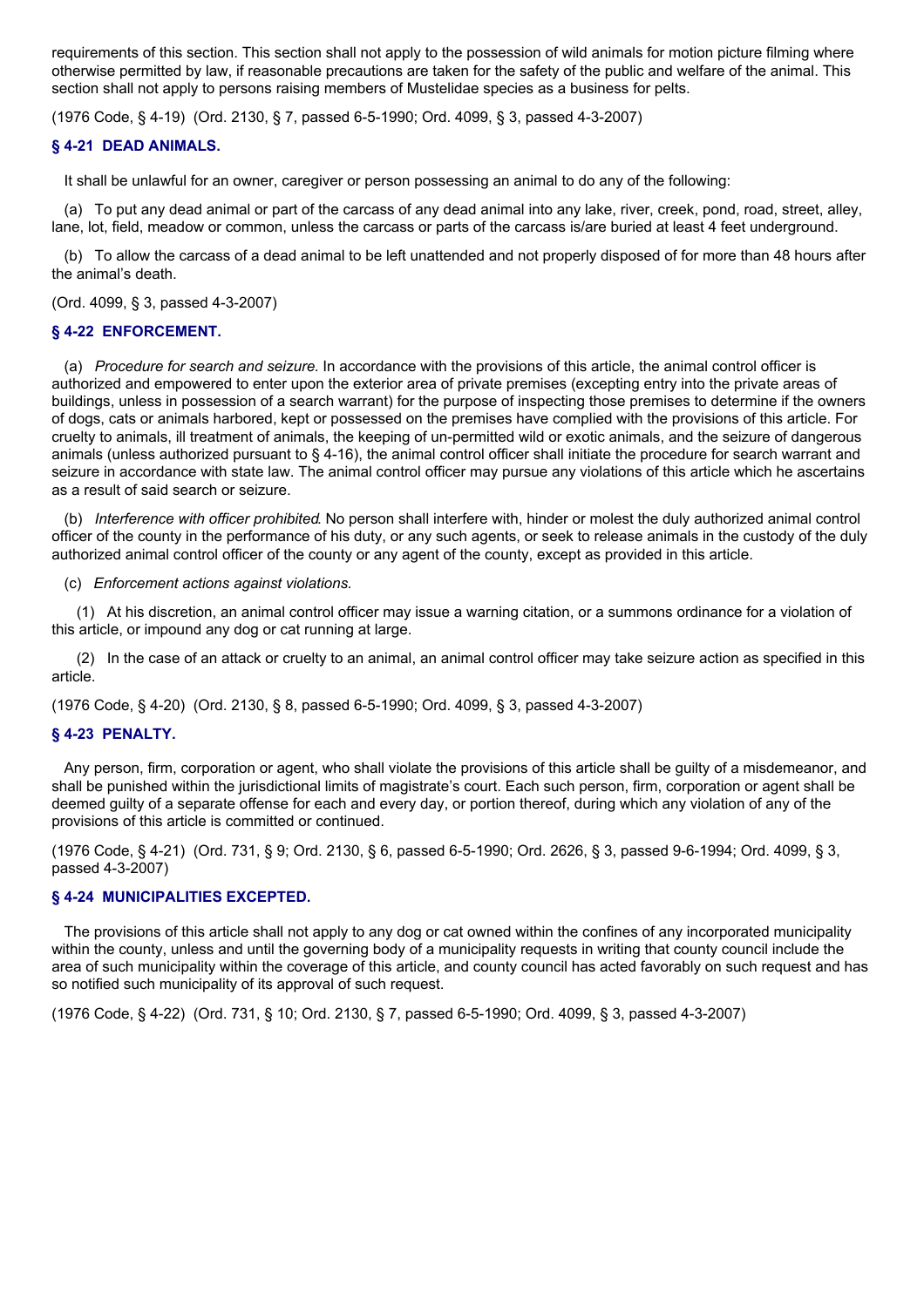requirements of this section. This section shall not apply to the possession of wild animals for motion picture filming where otherwise permitted by law, if reasonable precautions are taken for the safety of the public and welfare of the animal. This section shall not apply to persons raising members of Mustelidae species as a business for pelts.

(1976 Code, § 4-19) (Ord. 2130, § 7, passed 6-5-1990; Ord. 4099, § 3, passed 4-3-2007)

### § 4-21 DEAD ANIMALS.

It shall be unlawful for an owner, caregiver or person possessing an animal to do any of the following:

(a) To put any dead animal or part of the carcass of any dead animal into any lake, river, creek, pond, road, street, alley, lane, lot, field, meadow or common, unless the carcass or parts of the carcass is/are buried at least 4 feet underground.

(b) To allow the carcass of a dead animal to be left unattended and not properly disposed of for more than 48 hours after the animal's death.

(Ord. 4099, § 3, passed 4-3-2007)

### § 4-22 ENFORCEMENT.

(a) *Procedure for search and seizure.* In accordance with the provisions of this article, the animal control officer is authorized and empowered to enter upon the exterior area of private premises (excepting entry into the private areas of buildings, unless in possession of a search warrant) for the purpose of inspecting those premises to determine if the owners of dogs, cats or animals harbored, kept or possessed on the premises have complied with the provisions of this article. For cruelty to animals, ill treatment of animals, the keeping of un-permitted wild or exotic animals, and the seizure of dangerous animals (unless authorized pursuant to § 4-16), the animal control officer shall initiate the procedure for search warrant and seizure in accordance with state law. The animal control officer may pursue any violations of this article which he ascertains as a result of said search or seizure.

(b) *Interference with officer prohibited.* No person shall interfere with, hinder or molest the duly authorized animal control officer of the county in the performance of his duty, or any such agents, or seek to release animals in the custody of the duly authorized animal control officer of the county or any agent of the county, except as provided in this article.

(c) *Enforcement actions against violations.*

(1) At his discretion, an animal control officer may issue a warning citation, or a summons ordinance for a violation of this article, or impound any dog or cat running at large.

(2) In the case of an attack or cruelty to an animal, an animal control officer may take seizure action as specified in this article.

(1976 Code, § 4-20) (Ord. 2130, § 8, passed 6-5-1990; Ord. 4099, § 3, passed 4-3-2007)

### § 4-23 PENALTY.

Any person, firm, corporation or agent, who shall violate the provisions of this article shall be guilty of a misdemeanor, and shall be punished within the jurisdictional limits of magistrate's court. Each such person, firm, corporation or agent shall be deemed guilty of a separate offense for each and every day, or portion thereof, during which any violation of any of the provisions of this article is committed or continued.

(1976 Code, § 4-21) (Ord. 731, § 9; Ord. 2130, § 6, passed 6-5-1990; Ord. 2626, § 3, passed 9-6-1994; Ord. 4099, § 3, passed 4-3-2007)

### § 4-24 MUNICIPALITIES EXCEPTED.

The provisions of this article shall not apply to any dog or cat owned within the confines of any incorporated municipality within the county, unless and until the governing body of a municipality requests in writing that county council include the area of such municipality within the coverage of this article, and county council has acted favorably on such request and has so notified such municipality of its approval of such request.

(1976 Code, § 4-22) (Ord. 731, § 10; Ord. 2130, § 7, passed 6-5-1990; Ord. 4099, § 3, passed 4-3-2007)